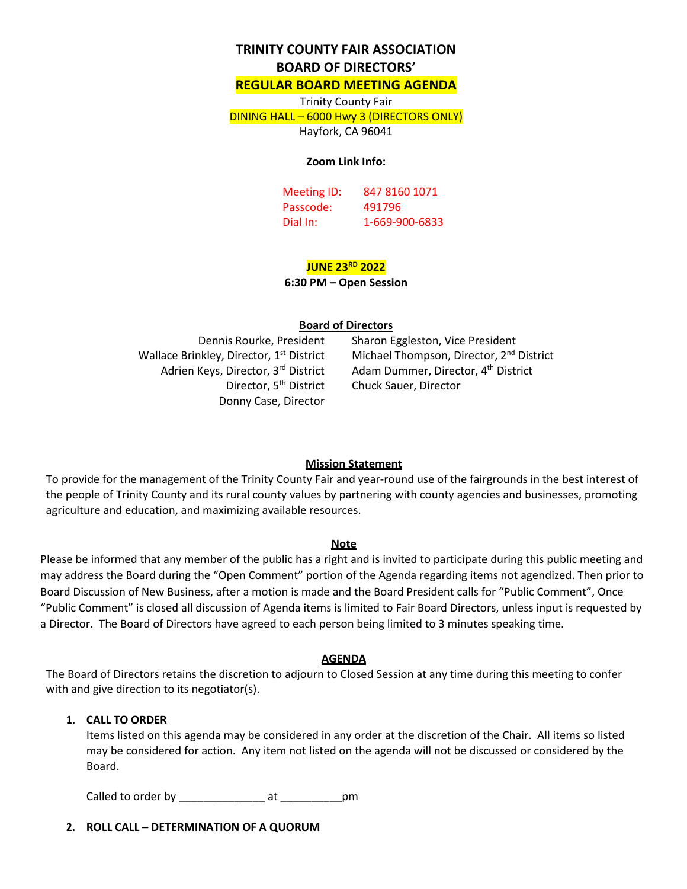# TRINITY COUNTY FAIR ASSOCIATION
# BOARD OF DIRECTORS'
# REGULAR BOARD MEETING AGENDA

Trinity County Fair
DINING HALL – 6000 Hwy 3 (DIRECTORS ONLY)
Hayfork, CA 96041

**Zoom Link Info:**

Meeting ID: 847 8160 1071
Passcode: 491796
Dial In: 1-669-900-6833

**JUNE 23RD 2022**
**6:30 PM – Open Session**

**Board of Directors**

Dennis Rourke, President
Sharon Eggleston, Vice President
Wallace Brinkley, Director, 1st District
Michael Thompson, Director, 2nd District
Adrien Keys, Director, 3rd District
Adam Dummer, Director, 4th District
Director, 5th District
Chuck Sauer, Director
Donny Case, Director

**Mission Statement**

To provide for the management of the Trinity County Fair and year-round use of the fairgrounds in the best interest of the people of Trinity County and its rural county values by partnering with county agencies and businesses, promoting agriculture and education, and maximizing available resources.

**Note**

Please be informed that any member of the public has a right and is invited to participate during this public meeting and may address the Board during the "Open Comment" portion of the Agenda regarding items not agendized. Then prior to Board Discussion of New Business, after a motion is made and the Board President calls for "Public Comment", Once "Public Comment" is closed all discussion of Agenda items is limited to Fair Board Directors, unless input is requested by a Director. The Board of Directors have agreed to each person being limited to 3 minutes speaking time.

**AGENDA**

The Board of Directors retains the discretion to adjourn to Closed Session at any time during this meeting to confer with and give direction to its negotiator(s).

1. **CALL TO ORDER**
   Items listed on this agenda may be considered in any order at the discretion of the Chair. All items so listed may be considered for action. Any item not listed on the agenda will not be discussed or considered by the Board.

   Called to order by ______________ at __________pm

2. **ROLL CALL – DETERMINATION OF A QUORUM**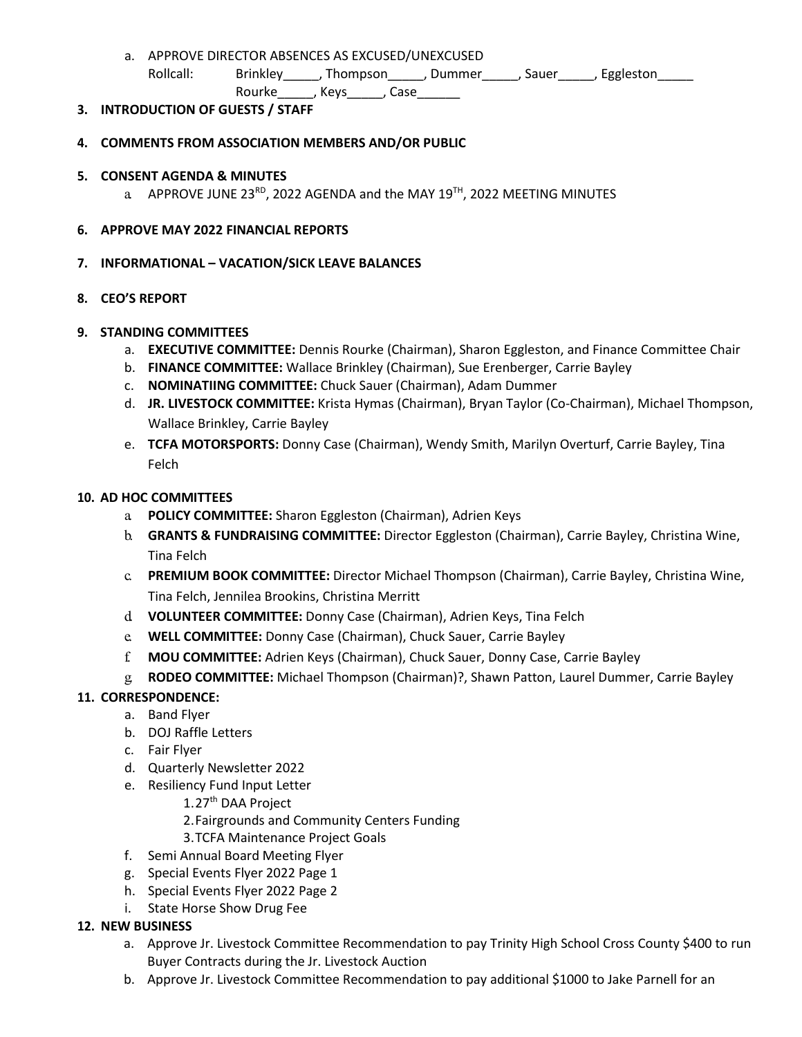a. APPROVE DIRECTOR ABSENCES AS EXCUSED/UNEXCUSED

Rollcall: Brinkley_____, Thompson_____, Dummer_____, Sauer_____, Eggleston_____ Rourke_____, Keys_____, Case______

**3. INTRODUCTION OF GUESTS / STAFF**

**4. COMMENTS FROM ASSOCIATION MEMBERS AND/OR PUBLIC**

**5. CONSENT AGENDA & MINUTES**

a. APPROVE JUNE 23RD, 2022 AGENDA and the MAY 19TH, 2022 MEETING MINUTES

**6. APPROVE MAY 2022 FINANCIAL REPORTS**

**7. INFORMATIONAL – VACATION/SICK LEAVE BALANCES**

**8. CEO'S REPORT**

**9. STANDING COMMITTEES**

a. **EXECUTIVE COMMITTEE:** Dennis Rourke (Chairman), Sharon Eggleston, and Finance Committee Chair
b. **FINANCE COMMITTEE:** Wallace Brinkley (Chairman), Sue Erenberger, Carrie Bayley
c. **NOMINATIING COMMITTEE:** Chuck Sauer (Chairman), Adam Dummer
d. **JR. LIVESTOCK COMMITTEE:** Krista Hymas (Chairman), Bryan Taylor (Co-Chairman), Michael Thompson, Wallace Brinkley, Carrie Bayley
e. **TCFA MOTORSPORTS:** Donny Case (Chairman), Wendy Smith, Marilyn Overturf, Carrie Bayley, Tina Felch

**10. AD HOC COMMITTEES**

a. **POLICY COMMITTEE:** Sharon Eggleston (Chairman), Adrien Keys
b. **GRANTS & FUNDRAISING COMMITTEE:** Director Eggleston (Chairman), Carrie Bayley, Christina Wine, Tina Felch
c. **PREMIUM BOOK COMMITTEE:** Director Michael Thompson (Chairman), Carrie Bayley, Christina Wine, Tina Felch, Jennilea Brookins, Christina Merritt
d. **VOLUNTEER COMMITTEE:** Donny Case (Chairman), Adrien Keys, Tina Felch
e. **WELL COMMITTEE:** Donny Case (Chairman), Chuck Sauer, Carrie Bayley
f. **MOU COMMITTEE:** Adrien Keys (Chairman), Chuck Sauer, Donny Case, Carrie Bayley
g. **RODEO COMMITTEE:** Michael Thompson (Chairman)?, Shawn Patton, Laurel Dummer, Carrie Bayley

**11. CORRESPONDENCE:**

a. Band Flyer
b. DOJ Raffle Letters
c. Fair Flyer
d. Quarterly Newsletter 2022
e. Resiliency Fund Input Letter
    1. 27th DAA Project
    2. Fairgrounds and Community Centers Funding
    3. TCFA Maintenance Project Goals
f. Semi Annual Board Meeting Flyer
g. Special Events Flyer 2022 Page 1
h. Special Events Flyer 2022 Page 2
i. State Horse Show Drug Fee

**12. NEW BUSINESS**

a. Approve Jr. Livestock Committee Recommendation to pay Trinity High School Cross County $400 to run Buyer Contracts during the Jr. Livestock Auction
b. Approve Jr. Livestock Committee Recommendation to pay additional $1000 to Jake Parnell for an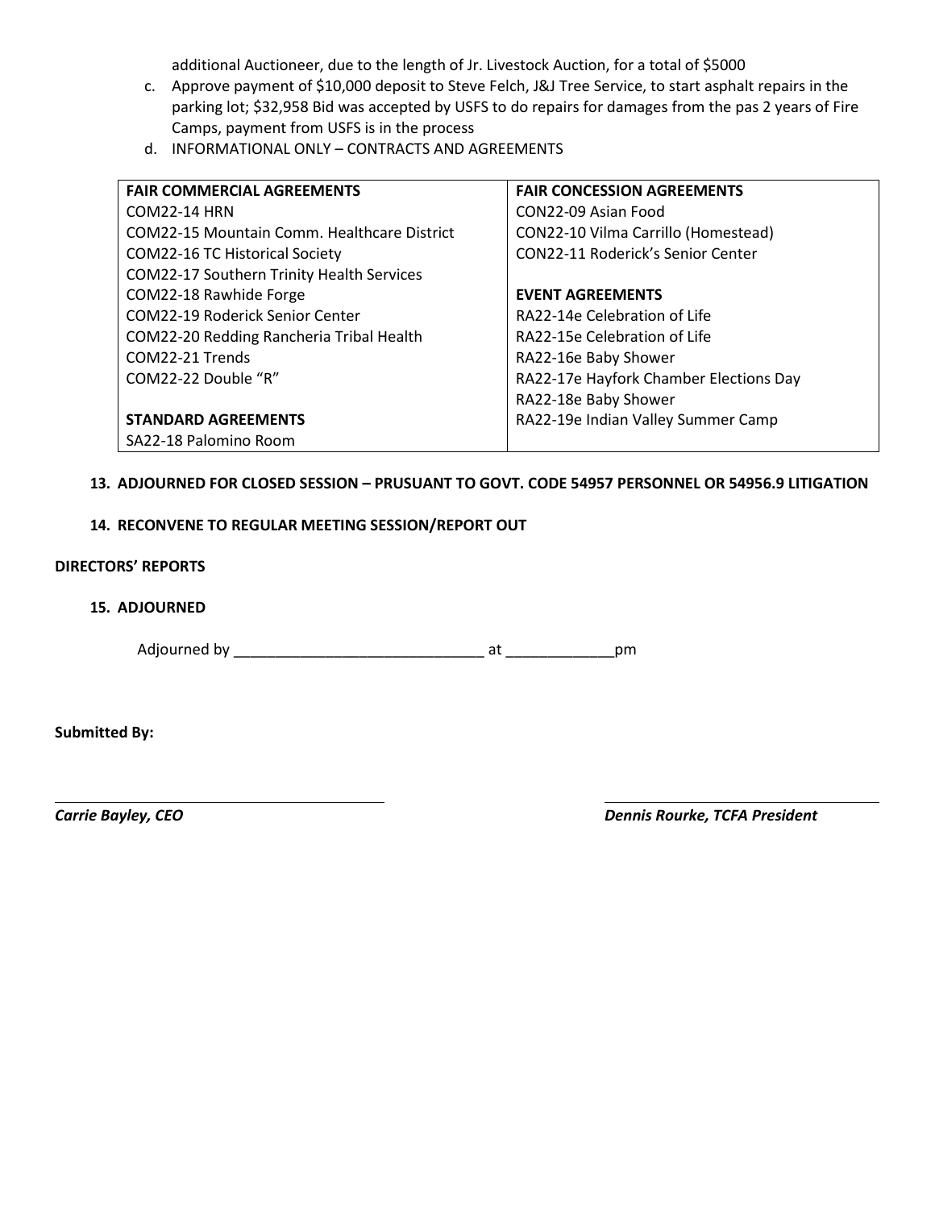additional Auctioneer, due to the length of Jr. Livestock Auction, for a total of $5000

c. Approve payment of $10,000 deposit to Steve Felch, J&J Tree Service, to start asphalt repairs in the parking lot; $32,958 Bid was accepted by USFS to do repairs for damages from the pas 2 years of Fire Camps, payment from USFS is in the process
d. INFORMATIONAL ONLY – CONTRACTS AND AGREEMENTS

| | |
|---|---|
| **FAIR COMMERCIAL AGREEMENTS** | **FAIR CONCESSION AGREEMENTS** |
| COM22-14 HRN | CON22-09 Asian Food |
| COM22-15 Mountain Comm. Healthcare District | CON22-10 Vilma Carrillo (Homestead) |
| COM22-16 TC Historical Society | CON22-11 Roderick's Senior Center |
| COM22-17 Southern Trinity Health Services | |
| COM22-18 Rawhide Forge | **EVENT AGREEMENTS** |
| COM22-19 Roderick Senior Center | RA22-14e Celebration of Life |
| COM22-20 Redding Rancheria Tribal Health | RA22-15e Celebration of Life |
| COM22-21 Trends | RA22-16e Baby Shower |
| COM22-22 Double "R" | RA22-17e Hayfork Chamber Elections Day |
| | RA22-18e Baby Shower |
| **STANDARD AGREEMENTS** | RA22-19e Indian Valley Summer Camp |
| SA22-18 Palomino Room | |

**13. ADJOURNED FOR CLOSED SESSION – PRUSUANT TO GOVT. CODE 54957 PERSONNEL OR 54956.9 LITIGATION**

**14. RECONVENE TO REGULAR MEETING SESSION/REPORT OUT**

**DIRECTORS' REPORTS**

**15. ADJOURNED**

Adjourned by ______________________________ at _____________pm

**Submitted By:**

_________________________________________

***Carrie Bayley, CEO***

_________________________________________

***Dennis Rourke, TCFA President***